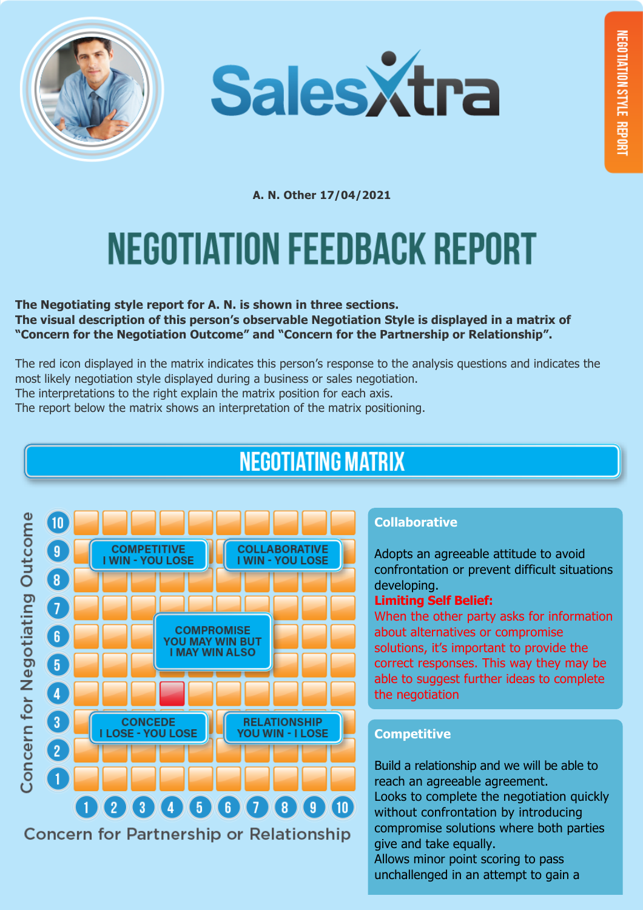SalesXtra

NEGOTIATION STYLE REPORT

A. N. Other 17/04/2021

# NEGOTIATION FEEDBACK REPORT

**The Negotiating style report for A. N. is shown in three sections.**
**The visual description of this person's observable Negotiation Style is displayed in a matrix of "Concern for the Negotiation Outcome" and "Concern for the Partnership or Relationship".**

The red icon displayed in the matrix indicates this person's response to the analysis questions and indicates the most likely negotiation style displayed during a business or sales negotiation.
The interpretations to the right explain the matrix position for each axis.
The report below the matrix shows an interpretation of the matrix positioning.

## NEGOTIATING MATRIX

Concern for Negotiating Outcome (vertical axis: 1–10)

Concern for Partnership or Relationship (horizontal axis: 1–10)

- COMPETITIVE – I WIN - YOU LOSE
- COLLABORATIVE – I WIN - YOU LOSE
- COMPROMISE – YOU MAY WIN BUT I MAY WIN ALSO
- CONCEDE – I LOSE - YOU LOSE
- RELATIONSHIP – YOU WIN - I LOSE

### Collaborative

Adopts an agreeable attitude to avoid confrontation or prevent difficult situations developing.

**Limiting Self Belief:**
When the other party asks for information about alternatives or compromise solutions, it's important to provide the correct responses. This way they may be able to suggest further ideas to complete the negotiation

### Competitive

Build a relationship and we will be able to reach an agreeable agreement.
Looks to complete the negotiation quickly without confrontation by introducing compromise solutions where both parties give and take equally.
Allows minor point scoring to pass unchallenged in an attempt to gain a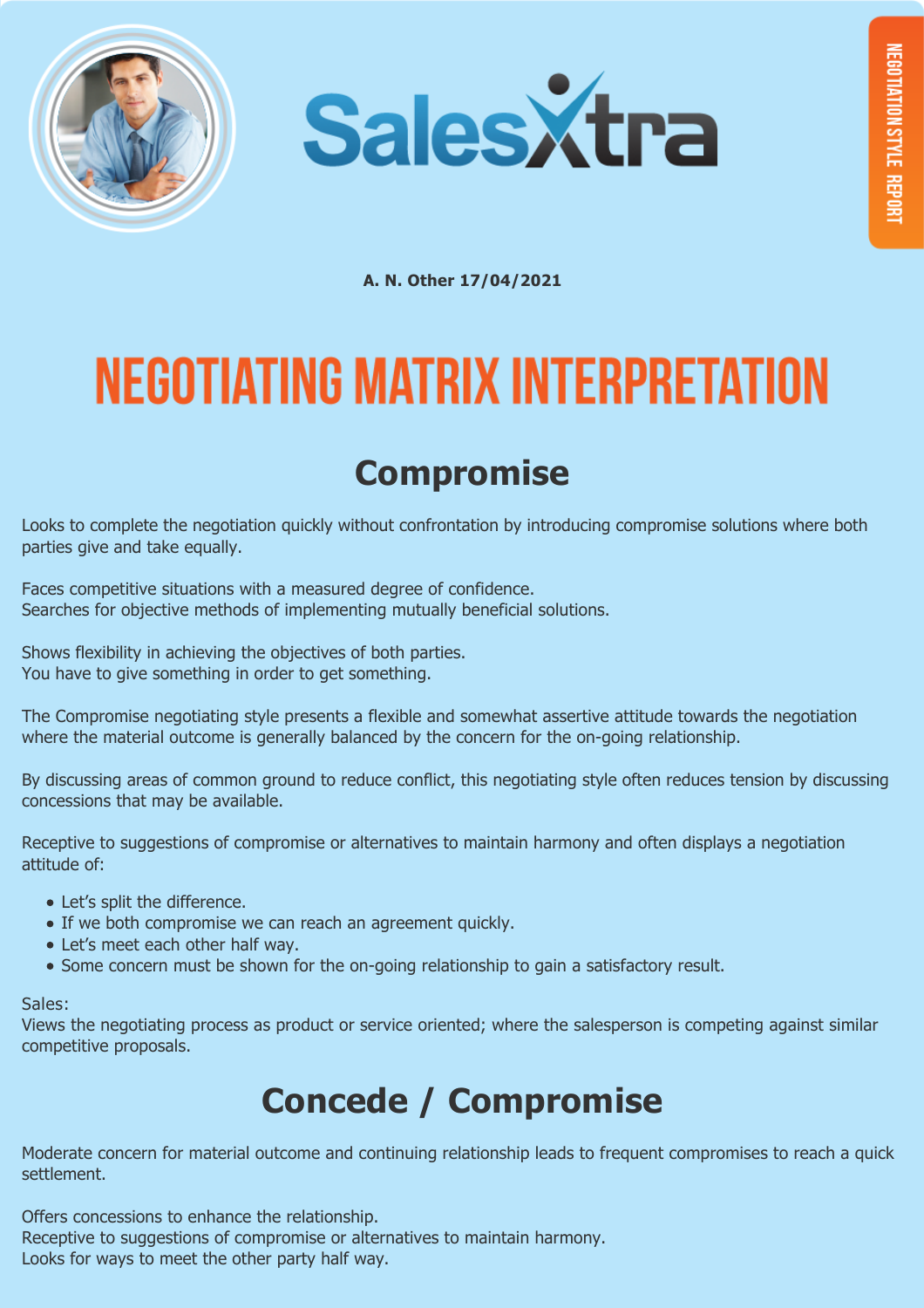**A. N. Other 17/04/2021**

# NEGOTIATING MATRIX INTERPRETATION

## Compromise

Looks to complete the negotiation quickly without confrontation by introducing compromise solutions where both parties give and take equally.

Faces competitive situations with a measured degree of confidence.
Searches for objective methods of implementing mutually beneficial solutions.

Shows flexibility in achieving the objectives of both parties.
You have to give something in order to get something.

The Compromise negotiating style presents a flexible and somewhat assertive attitude towards the negotiation where the material outcome is generally balanced by the concern for the on-going relationship.

By discussing areas of common ground to reduce conflict, this negotiating style often reduces tension by discussing concessions that may be available.

Receptive to suggestions of compromise or alternatives to maintain harmony and often displays a negotiation attitude of:

- Let's split the difference.
- If we both compromise we can reach an agreement quickly.
- Let's meet each other half way.
- Some concern must be shown for the on-going relationship to gain a satisfactory result.

Sales:
Views the negotiating process as product or service oriented; where the salesperson is competing against similar competitive proposals.

## Concede / Compromise

Moderate concern for material outcome and continuing relationship leads to frequent compromises to reach a quick settlement.

Offers concessions to enhance the relationship.
Receptive to suggestions of compromise or alternatives to maintain harmony.
Looks for ways to meet the other party half way.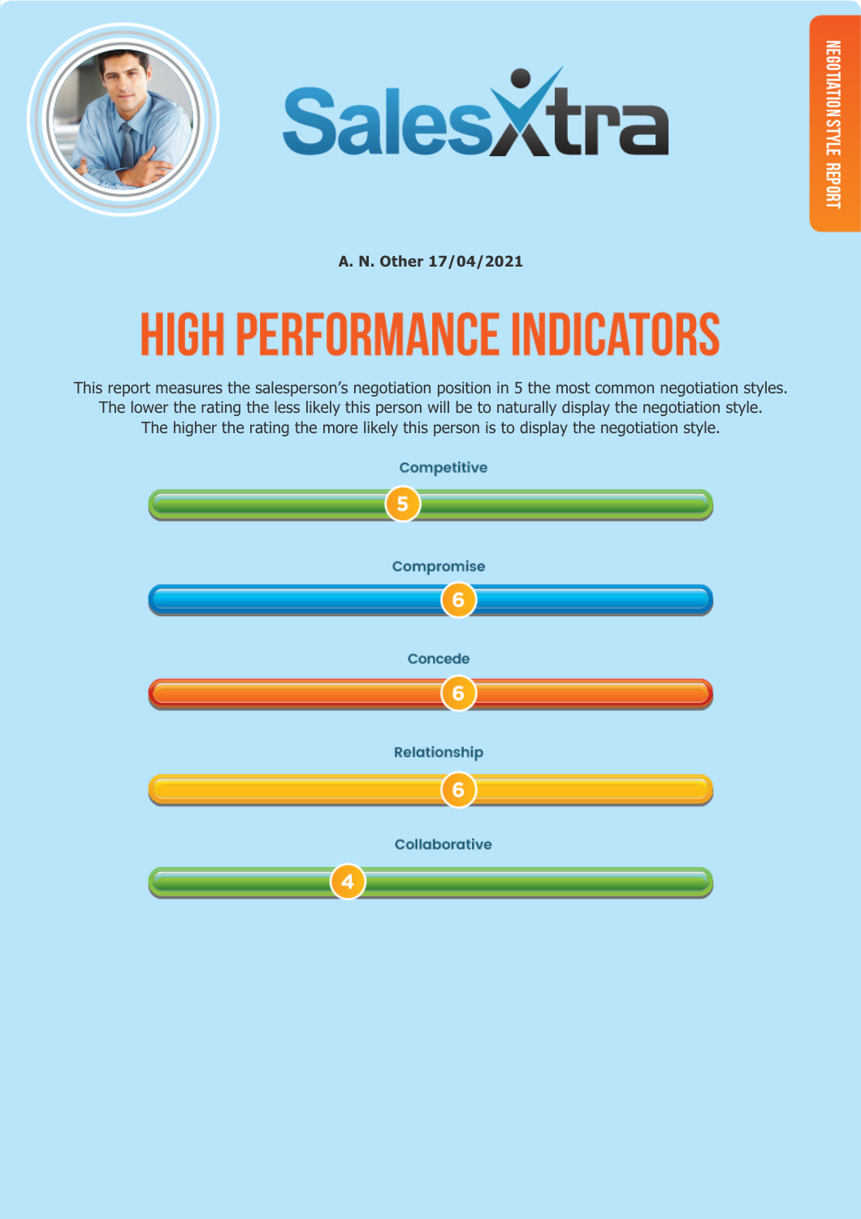SalesXtra

NEGOTIATION STYLE REPORT

**A. N. Other 17/04/2021**

# HIGH PERFORMANCE INDICATORS

This report measures the salesperson's negotiation position in 5 the most common negotiation styles.
The lower the rating the less likely this person will be to naturally display the negotiation style.
The higher the rating the more likely this person is to display the negotiation style.

Competitive

5

Compromise

6

Concede

6

Relationship

6

Collaborative

4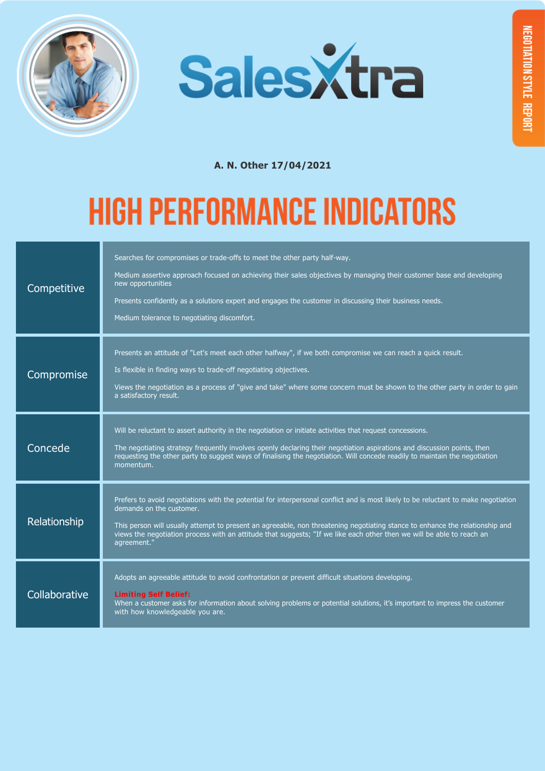SalesXtra

NEGOTIATION STYLE REPORT

**A. N. Other 17/04/2021**

# HIGH PERFORMANCE INDICATORS

| | |
|---|---|
| Competitive | Searches for compromises or trade-offs to meet the other party half-way.<br><br>Medium assertive approach focused on achieving their sales objectives by managing their customer base and developing new opportunities<br><br>Presents confidently as a solutions expert and engages the customer in discussing their business needs.<br><br>Medium tolerance to negotiating discomfort. |
| Compromise | Presents an attitude of "Let's meet each other halfway", if we both compromise we can reach a quick result.<br><br>Is flexible in finding ways to trade-off negotiating objectives.<br><br>Views the negotiation as a process of "give and take" where some concern must be shown to the other party in order to gain a satisfactory result. |
| Concede | Will be reluctant to assert authority in the negotiation or initiate activities that request concessions.<br><br>The negotiating strategy frequently involves openly declaring their negotiation aspirations and discussion points, then requesting the other party to suggest ways of finalising the negotiation. Will concede readily to maintain the negotiation momentum. |
| Relationship | Prefers to avoid negotiations with the potential for interpersonal conflict and is most likely to be reluctant to make negotiation demands on the customer.<br><br>This person will usually attempt to present an agreeable, non threatening negotiating stance to enhance the relationship and views the negotiation process with an attitude that suggests; "If we like each other then we will be able to reach an agreement." |
| Collaborative | Adopts an agreeable attitude to avoid confrontation or prevent difficult situations developing.<br><br>**Limiting Self Belief:**<br>When a customer asks for information about solving problems or potential solutions, it's important to impress the customer with how knowledgeable you are. |